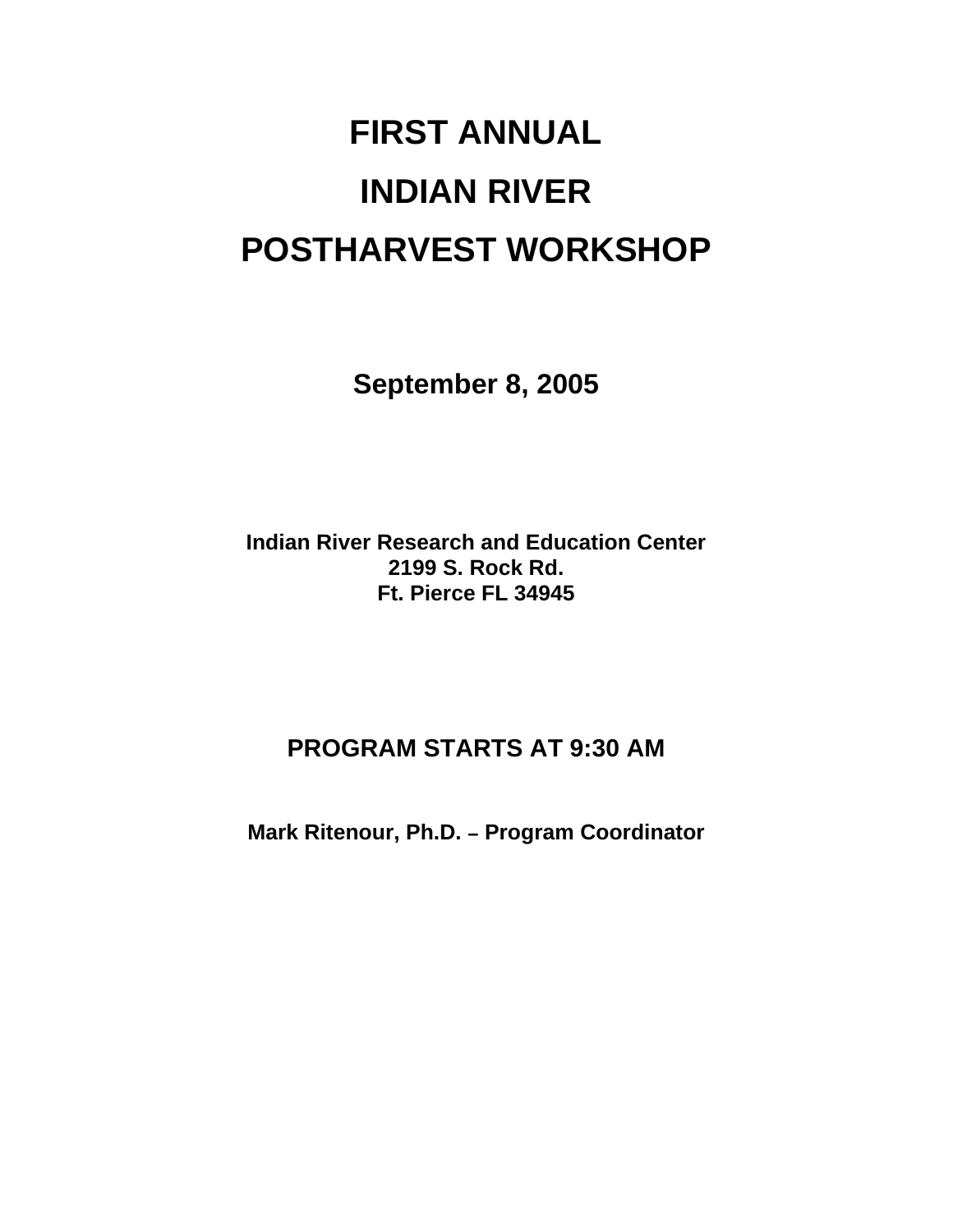# FIRST ANNUAL
# INDIAN RIVER
# POSTHARVEST WORKSHOP

## September 8, 2005

**Indian River Research and Education Center**
**2199 S. Rock Rd.**
**Ft. Pierce FL 34945**

## PROGRAM STARTS AT 9:30 AM

**Mark Ritenour, Ph.D. – Program Coordinator**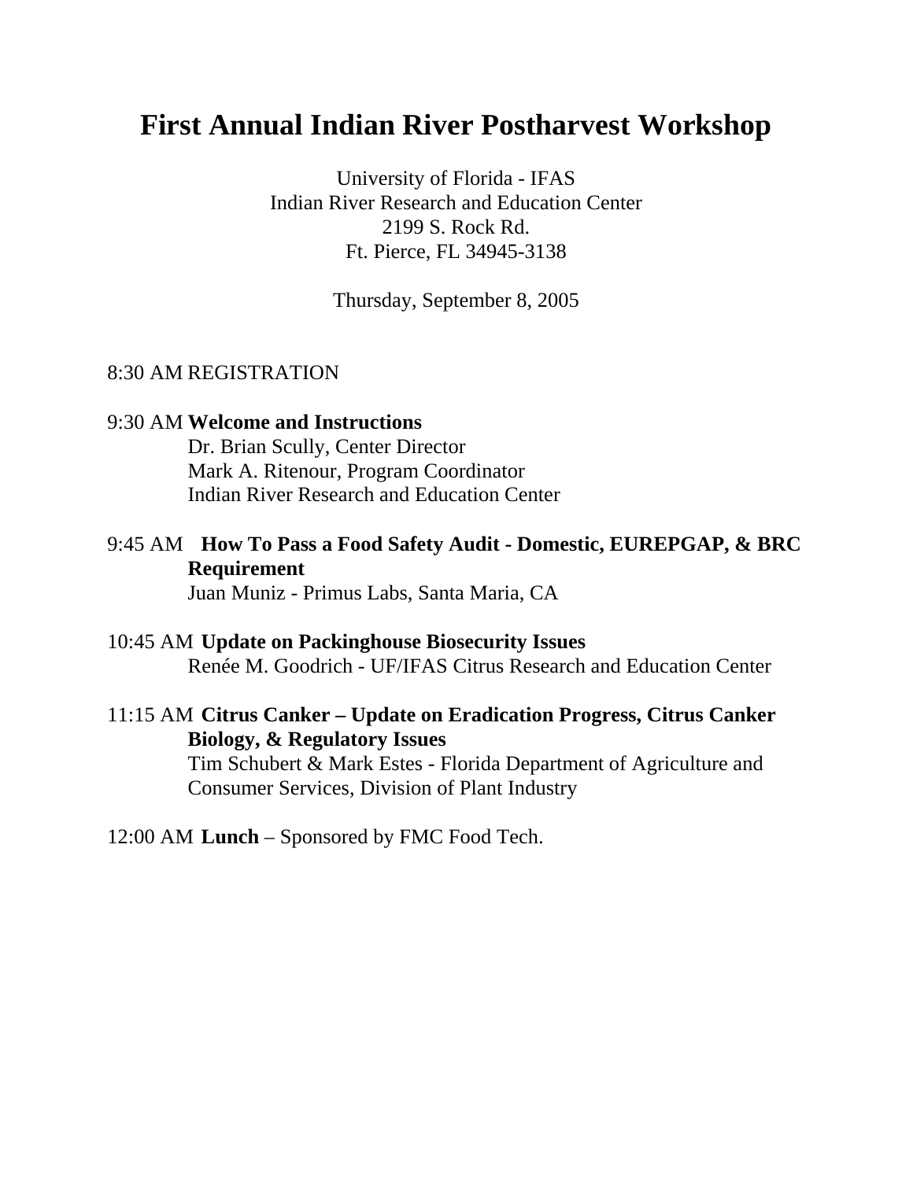# First Annual Indian River Postharvest Workshop

University of Florida - IFAS
Indian River Research and Education Center
2199 S. Rock Rd.
Ft. Pierce, FL 34945-3138

Thursday, September 8, 2005

8:30 AM REGISTRATION

9:30 AM **Welcome and Instructions**
Dr. Brian Scully, Center Director
Mark A. Ritenour, Program Coordinator
Indian River Research and Education Center

9:45 AM **How To Pass a Food Safety Audit - Domestic, EUREPGAP, & BRC Requirement**
Juan Muniz - Primus Labs, Santa Maria, CA

10:45 AM **Update on Packinghouse Biosecurity Issues**
Renée M. Goodrich - UF/IFAS Citrus Research and Education Center

11:15 AM **Citrus Canker – Update on Eradication Progress, Citrus Canker Biology, & Regulatory Issues**
Tim Schubert & Mark Estes - Florida Department of Agriculture and Consumer Services, Division of Plant Industry

12:00 AM **Lunch** – Sponsored by FMC Food Tech.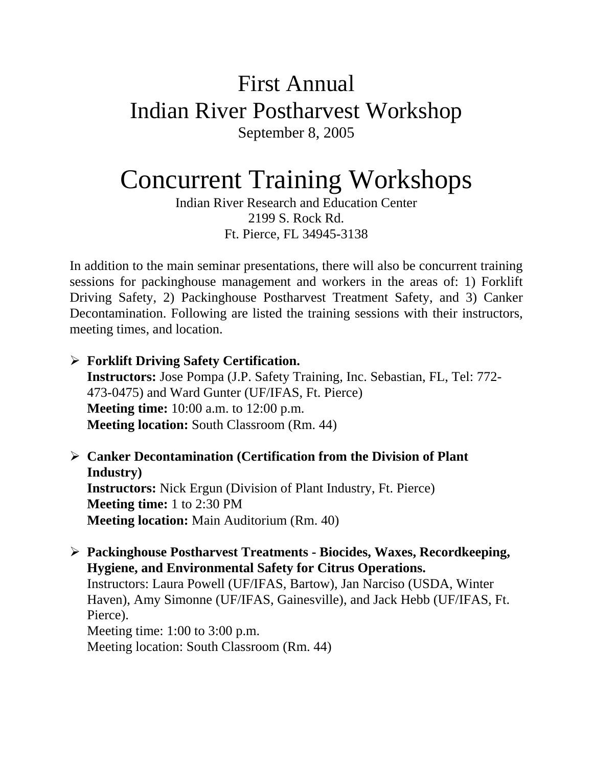# First Annual
# Indian River Postharvest Workshop

September 8, 2005

# Concurrent Training Workshops

Indian River Research and Education Center
2199 S. Rock Rd.
Ft. Pierce, FL 34945-3138

In addition to the main seminar presentations, there will also be concurrent training sessions for packinghouse management and workers in the areas of: 1) Forklift Driving Safety, 2) Packinghouse Postharvest Treatment Safety, and 3) Canker Decontamination. Following are listed the training sessions with their instructors, meeting times, and location.

- **Forklift Driving Safety Certification.**
  **Instructors:** Jose Pompa (J.P. Safety Training, Inc. Sebastian, FL, Tel: 772-473-0475) and Ward Gunter (UF/IFAS, Ft. Pierce)
  **Meeting time:** 10:00 a.m. to 12:00 p.m.
  **Meeting location:** South Classroom (Rm. 44)

- **Canker Decontamination (Certification from the Division of Plant Industry)**
  **Instructors:** Nick Ergun (Division of Plant Industry, Ft. Pierce)
  **Meeting time:** 1 to 2:30 PM
  **Meeting location:** Main Auditorium (Rm. 40)

- **Packinghouse Postharvest Treatments - Biocides, Waxes, Recordkeeping, Hygiene, and Environmental Safety for Citrus Operations.**
  Instructors: Laura Powell (UF/IFAS, Bartow), Jan Narciso (USDA, Winter Haven), Amy Simonne (UF/IFAS, Gainesville), and Jack Hebb (UF/IFAS, Ft. Pierce).
  Meeting time: 1:00 to 3:00 p.m.
  Meeting location: South Classroom (Rm. 44)